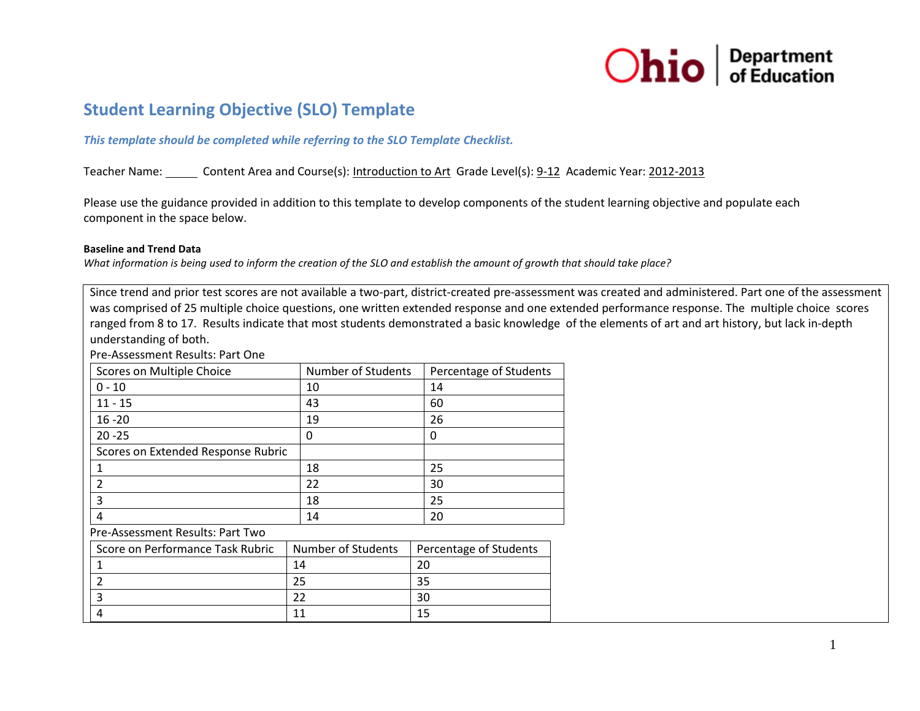# Student Learning Objective (SLO) Template

***This template should be completed while referring to the SLO Template Checklist.***

Teacher Name: _____ Content Area and Course(s): Introduction to Art Grade Level(s): 9-12 Academic Year: 2012-2013

Please use the guidance provided in addition to this template to develop components of the student learning objective and populate each component in the space below.

**Baseline and Trend Data**

*What information is being used to inform the creation of the SLO and establish the amount of growth that should take place?*

Since trend and prior test scores are not available a two-part, district-created pre-assessment was created and administered. Part one of the assessment was comprised of 25 multiple choice questions, one written extended response and one extended performance response. The multiple choice scores ranged from 8 to 17. Results indicate that most students demonstrated a basic knowledge of the elements of art and art history, but lack in-depth understanding of both.

Pre-Assessment Results: Part One

| Scores on Multiple Choice | Number of Students | Percentage of Students |
|---|---|---|
| 0 - 10 | 10 | 14 |
| 11 - 15 | 43 | 60 |
| 16 -20 | 19 | 26 |
| 20 -25 | 0 | 0 |
| Scores on Extended Response Rubric | | |
| 1 | 18 | 25 |
| 2 | 22 | 30 |
| 3 | 18 | 25 |
| 4 | 14 | 20 |

Pre-Assessment Results: Part Two

| Score on Performance Task Rubric | Number of Students | Percentage of Students |
|---|---|---|
| 1 | 14 | 20 |
| 2 | 25 | 35 |
| 3 | 22 | 30 |
| 4 | 11 | 15 |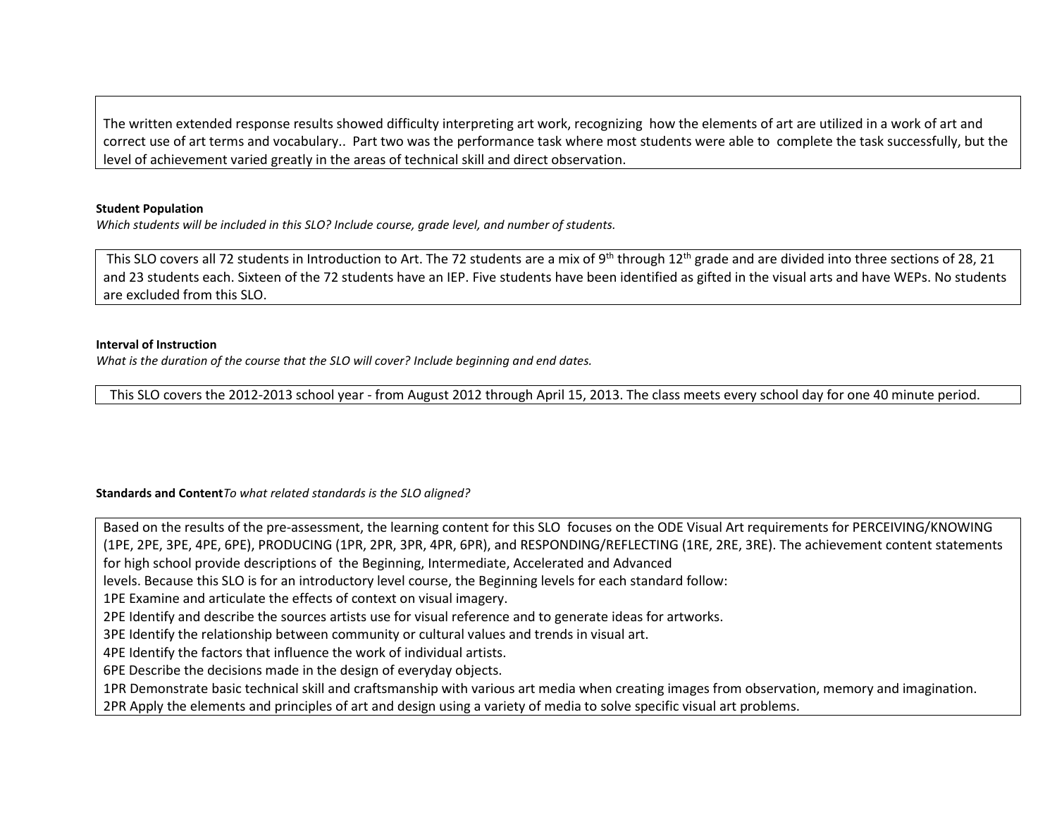The written extended response results showed difficulty interpreting art work, recognizing how the elements of art are utilized in a work of art and correct use of art terms and vocabulary.. Part two was the performance task where most students were able to complete the task successfully, but the level of achievement varied greatly in the areas of technical skill and direct observation.

**Student Population**

*Which students will be included in this SLO? Include course, grade level, and number of students.*

This SLO covers all 72 students in Introduction to Art. The 72 students are a mix of 9th through 12th grade and are divided into three sections of 28, 21 and 23 students each. Sixteen of the 72 students have an IEP. Five students have been identified as gifted in the visual arts and have WEPs. No students are excluded from this SLO.

**Interval of Instruction**

*What is the duration of the course that the SLO will cover? Include beginning and end dates.*

This SLO covers the 2012-2013 school year - from August 2012 through April 15, 2013. The class meets every school day for one 40 minute period.

**Standards and Content** *To what related standards is the SLO aligned?*

Based on the results of the pre-assessment, the learning content for this SLO focuses on the ODE Visual Art requirements for PERCEIVING/KNOWING (1PE, 2PE, 3PE, 4PE, 6PE), PRODUCING (1PR, 2PR, 3PR, 4PR, 6PR), and RESPONDING/REFLECTING (1RE, 2RE, 3RE). The achievement content statements for high school provide descriptions of the Beginning, Intermediate, Accelerated and Advanced levels. Because this SLO is for an introductory level course, the Beginning levels for each standard follow:

1PE Examine and articulate the effects of context on visual imagery.
2PE Identify and describe the sources artists use for visual reference and to generate ideas for artworks.
3PE Identify the relationship between community or cultural values and trends in visual art.
4PE Identify the factors that influence the work of individual artists.
6PE Describe the decisions made in the design of everyday objects.
1PR Demonstrate basic technical skill and craftsmanship with various art media when creating images from observation, memory and imagination.
2PR Apply the elements and principles of art and design using a variety of media to solve specific visual art problems.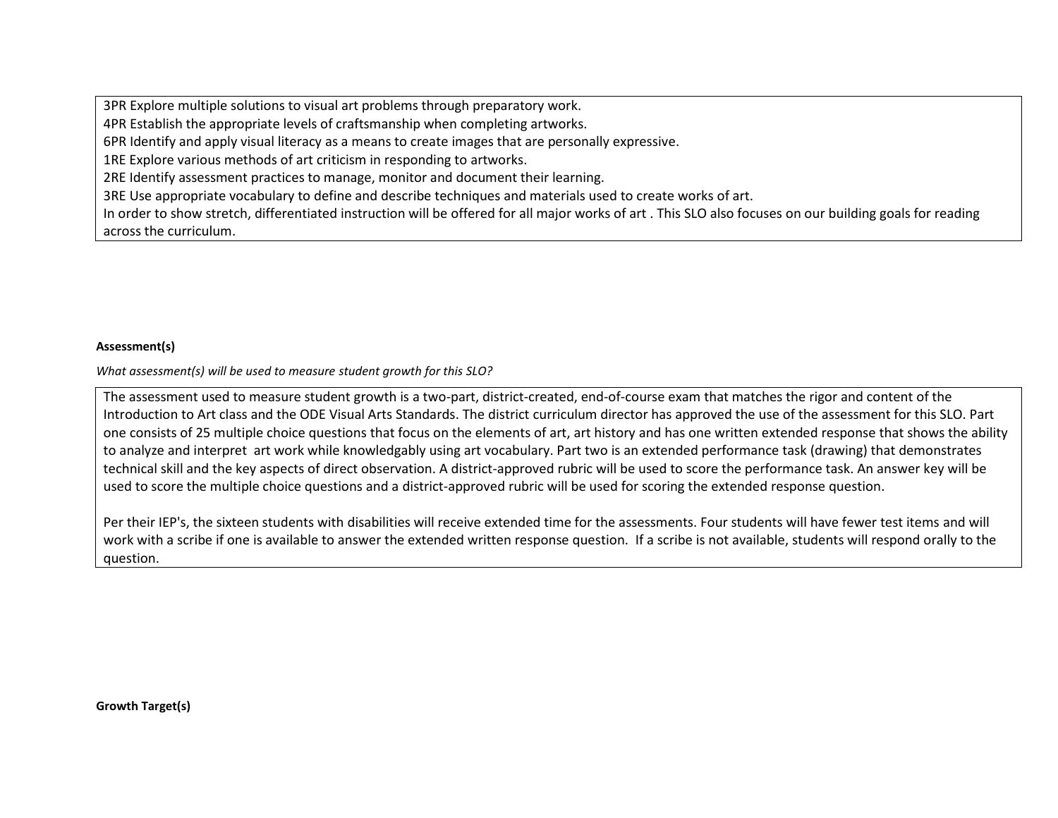3PR Explore multiple solutions to visual art problems through preparatory work.
4PR Establish the appropriate levels of craftsmanship when completing artworks.
6PR Identify and apply visual literacy as a means to create images that are personally expressive.
1RE Explore various methods of art criticism in responding to artworks.
2RE Identify assessment practices to manage, monitor and document their learning.
3RE Use appropriate vocabulary to define and describe techniques and materials used to create works of art.
In order to show stretch, differentiated instruction will be offered for all major works of art . This SLO also focuses on our building goals for reading across the curriculum.

**Assessment(s)**

*What assessment(s) will be used to measure student growth for this SLO?*

The assessment used to measure student growth is a two-part, district-created, end-of-course exam that matches the rigor and content of the Introduction to Art class and the ODE Visual Arts Standards. The district curriculum director has approved the use of the assessment for this SLO. Part one consists of 25 multiple choice questions that focus on the elements of art, art history and has one written extended response that shows the ability to analyze and interpret art work while knowledgably using art vocabulary. Part two is an extended performance task (drawing) that demonstrates technical skill and the key aspects of direct observation. A district-approved rubric will be used to score the performance task. An answer key will be used to score the multiple choice questions and a district-approved rubric will be used for scoring the extended response question.

Per their IEP's, the sixteen students with disabilities will receive extended time for the assessments. Four students will have fewer test items and will work with a scribe if one is available to answer the extended written response question. If a scribe is not available, students will respond orally to the question.

**Growth Target(s)**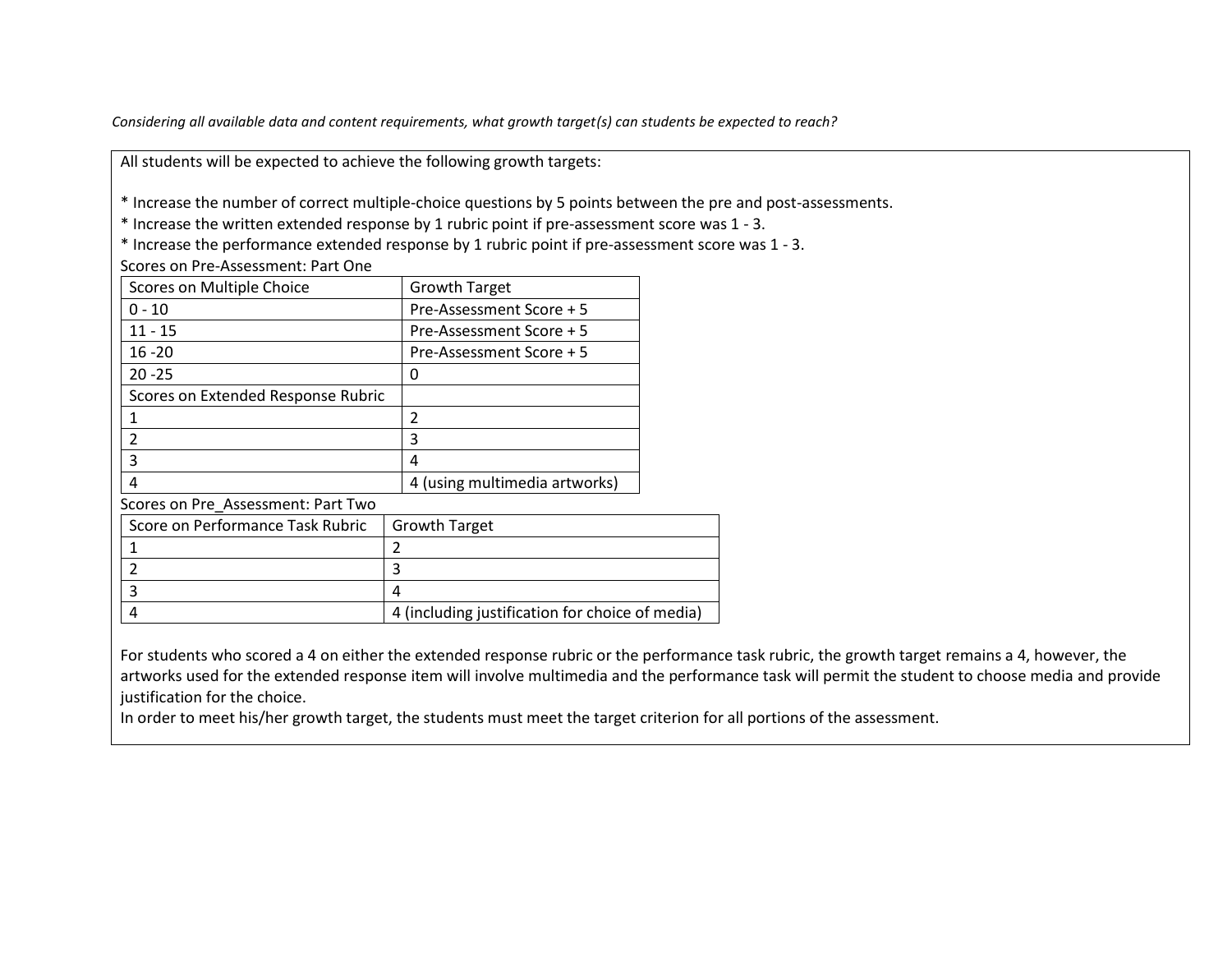*Considering all available data and content requirements, what growth target(s) can students be expected to reach?*

All students will be expected to achieve the following growth targets:

* Increase the number of correct multiple-choice questions by 5 points between the pre and post-assessments.
* Increase the written extended response by 1 rubric point if pre-assessment score was 1 - 3.
* Increase the performance extended response by 1 rubric point if pre-assessment score was 1 - 3.

Scores on Pre-Assessment: Part One

| Scores on Multiple Choice | Growth Target |
|---|---|
| 0 - 10 | Pre-Assessment Score + 5 |
| 11 - 15 | Pre-Assessment Score + 5 |
| 16 -20 | Pre-Assessment Score + 5 |
| 20 -25 | 0 |
| Scores on Extended Response Rubric | |
| 1 | 2 |
| 2 | 3 |
| 3 | 4 |
| 4 | 4 (using multimedia artworks) |

Scores on Pre_Assessment: Part Two

| Score on Performance Task Rubric | Growth Target |
|---|---|
| 1 | 2 |
| 2 | 3 |
| 3 | 4 |
| 4 | 4 (including justification for choice of media) |

For students who scored a 4 on either the extended response rubric or the performance task rubric, the growth target remains a 4, however, the artworks used for the extended response item will involve multimedia and the performance task will permit the student to choose media and provide justification for the choice.

In order to meet his/her growth target, the students must meet the target criterion for all portions of the assessment.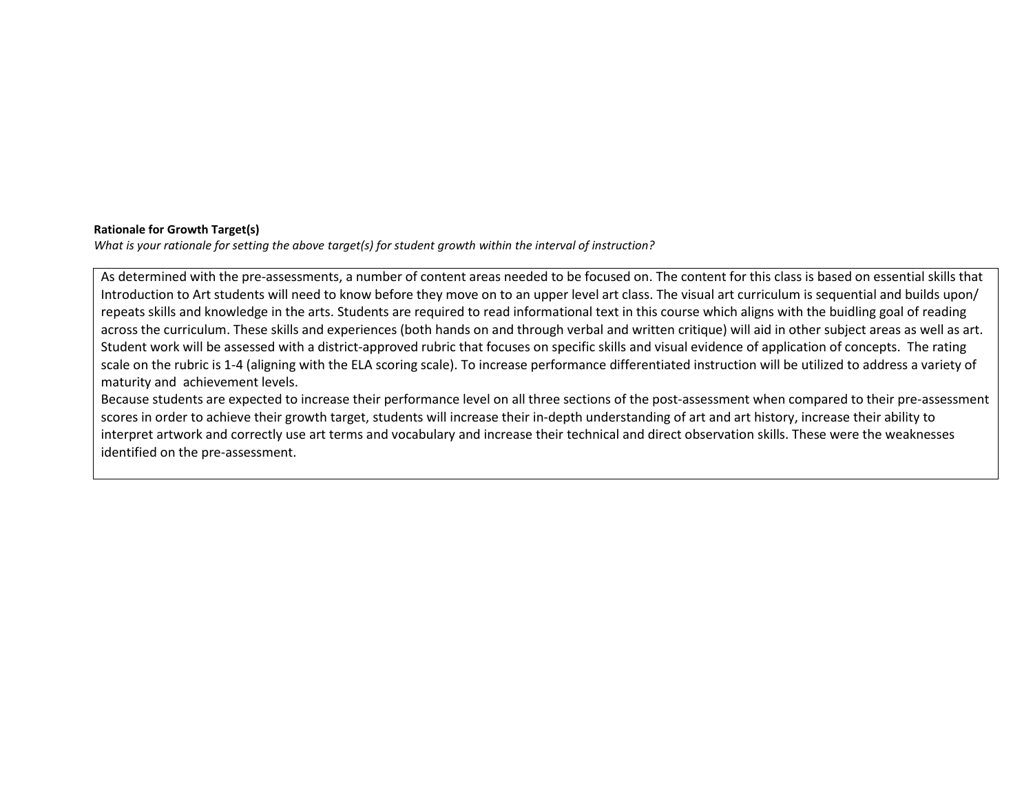**Rationale for Growth Target(s)**

*What is your rationale for setting the above target(s) for student growth within the interval of instruction?*

As determined with the pre-assessments, a number of content areas needed to be focused on. The content for this class is based on essential skills that Introduction to Art students will need to know before they move on to an upper level art class. The visual art curriculum is sequential and builds upon/ repeats skills and knowledge in the arts. Students are required to read informational text in this course which aligns with the buidling goal of reading across the curriculum. These skills and experiences (both hands on and through verbal and written critique) will aid in other subject areas as well as art. Student work will be assessed with a district-approved rubric that focuses on specific skills and visual evidence of application of concepts. The rating scale on the rubric is 1-4 (aligning with the ELA scoring scale). To increase performance differentiated instruction will be utilized to address a variety of maturity and achievement levels.

Because students are expected to increase their performance level on all three sections of the post-assessment when compared to their pre-assessment scores in order to achieve their growth target, students will increase their in-depth understanding of art and art history, increase their ability to interpret artwork and correctly use art terms and vocabulary and increase their technical and direct observation skills. These were the weaknesses identified on the pre-assessment.